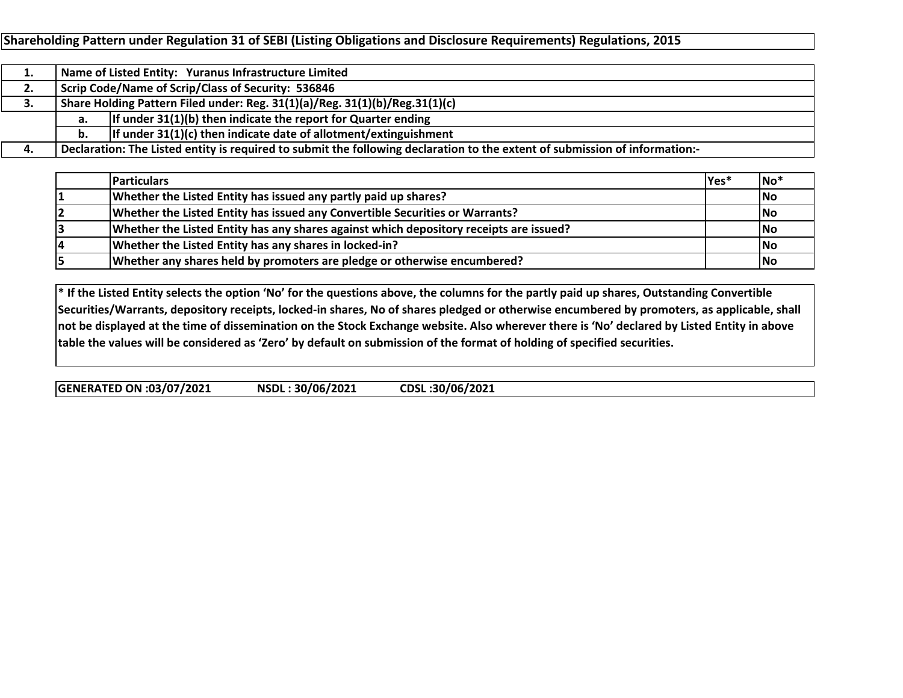# Shareholding Pattern under Regulation 31 of SEBI (Listing Obligations and Disclosure Requirements) Regulations, 2015

| | | |
|---|---|---|
| **1.** | **Name of Listed Entity: Yuranus Infrastructure Limited** | |
| **2.** | **Scrip Code/Name of Scrip/Class of Security: 536846** | |
| **3.** | **Share Holding Pattern Filed under: Reg. 31(1)(a)/Reg. 31(1)(b)/Reg.31(1)(c)** | |
| | **a.** | **If under 31(1)(b) then indicate the report for Quarter ending** |
| | **b.** | **If under 31(1)(c) then indicate date of allotment/extinguishment** |
| **4.** | **Declaration: The Listed entity is required to submit the following declaration to the extent of submission of information:-** | |

| | Particulars | Yes* | No* |
|---|---|---|---|
| 1 | Whether the Listed Entity has issued any partly paid up shares? | | No |
| 2 | Whether the Listed Entity has issued any Convertible Securities or Warrants? | | No |
| 3 | Whether the Listed Entity has any shares against which depository receipts are issued? | | No |
| 4 | Whether the Listed Entity has any shares in locked-in? | | No |
| 5 | Whether any shares held by promoters are pledge or otherwise encumbered? | | No |

**\* If the Listed Entity selects the option 'No' for the questions above, the columns for the partly paid up shares, Outstanding Convertible Securities/Warrants, depository receipts, locked-in shares, No of shares pledged or otherwise encumbered by promoters, as applicable, shall not be displayed at the time of dissemination on the Stock Exchange website. Also wherever there is 'No' declared by Listed Entity in above table the values will be considered as 'Zero' by default on submission of the format of holding of specified securities.**

**GENERATED ON :03/07/2021 NSDL : 30/06/2021 CDSL :30/06/2021**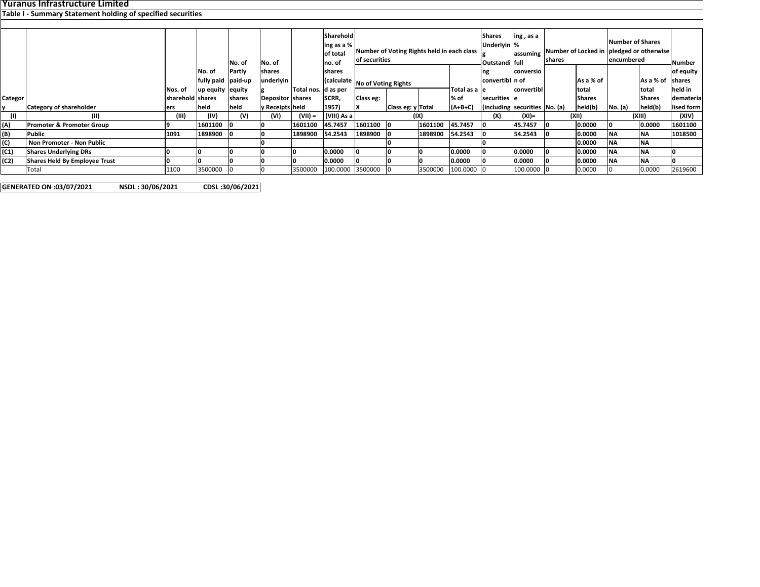# Yuranus Infrastructure Limited

## Table I - Summary Statement holding of specified securities

| Category | Category of shareholder | Nos. of shareholders | No. of fully paid up equity shares held | No. of Partly paid-up equity shares held | No. of shares underlying Depository Receipts | Total nos. shares held | Shareholding as a % of total no. of shares (calculated as per SCRR, 1957) | Number of Voting Rights held in each class of securities | | | | Shares Underlying Outstanding convertible securities (including | Shareholding , as a % assuming full conversion of convertible securities | Number of Locked in shares | | Number of Shares pledged or otherwise encumbered | | Number of equity shares held in dematerialised form |
|---|---|---|---|---|---|---|---|---|---|---|---|---|---|---|---|---|---|---|
| | | | | | | | | No of Voting Rights | | | Total as a % of (A+B+C) | | | No. (a) | As a % of total Shares held(b) | No. (a) | As a % of total Shares held(b) | |
| | | | | | | | | Class eg: X | Class eg: y | Total | | | | | | | | |
| (I) | (II) | (III) | (IV) | (V) | (VI) | (VII) = | (VIII) As a | (IX) | | | | (X) | (XI)= | (XII) | | (XIII) | | (XIV) |
| (A) | **Promoter & Promoter Group** | 9 | 1601100 | 0 | 0 | 1601100 | 45.7457 | 1601100 | 0 | 1601100 | 45.7457 | 0 | 45.7457 | 0 | 0.0000 | 0 | 0.0000 | 1601100 |
| (B) | **Public** | 1091 | 1898900 | 0 | 0 | 1898900 | 54.2543 | 1898900 | 0 | 1898900 | 54.2543 | 0 | 54.2543 | 0 | 0.0000 | NA | NA | 1018500 |
| (C) | **Non Promoter - Non Public** | | | | 0 | | | | 0 | | | 0 | | | 0.0000 | NA | NA | |
| (C1) | **Shares Underlying DRs** | 0 | 0 | 0 | 0 | 0 | 0.0000 | 0 | 0 | 0 | 0.0000 | 0 | 0.0000 | 0 | 0.0000 | NA | NA | 0 |
| (C2) | **Shares Held By Employee Trust** | 0 | 0 | 0 | 0 | 0 | 0.0000 | 0 | 0 | 0 | 0.0000 | 0 | 0.0000 | 0 | 0.0000 | NA | NA | 0 |
| | Total | 1100 | 3500000 | 0 | 0 | 3500000 | 100.0000 | 3500000 | 0 | 3500000 | 100.0000 | 0 | 100.0000 | 0 | 0.0000 | 0 | 0.0000 | 2619600 |

**GENERATED ON :03/07/2021 NSDL : 30/06/2021 CDSL :30/06/2021**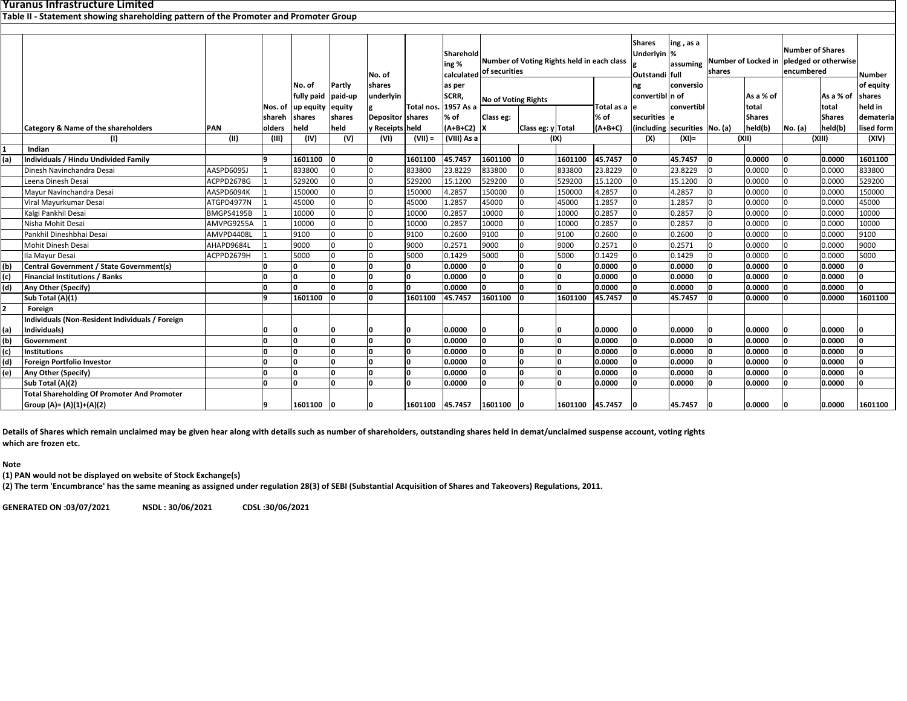# Yuranus Infrastructure Limited

## Table II - Statement showing shareholding pattern of the Promoter and Promoter Group

| | Category & Name of the shareholders | PAN | Nos. of shareholders | No. of fully paid up equity shares held | Partly paid-up equity shares held | No. of shares underlying Depository Receipts | Total nos. shares held | Shareholding % calculated as per SCRR, 1957 As a % of (A+B+C2) | Number of Voting Rights held in each class of securities | | | | Shares Underlying Outstanding convertible securities (including | Shareholding , as a % assuming full conversion of convertible securities | Number of Locked in shares | | Number of Shares pledged or otherwise encumbered | | Number of equity shares held in dematerialised form |
|---|---|---|---|---|---|---|---|---|---|---|---|---|---|---|---|---|---|---|---|
| | | | | | | | | | No of Voting Rights | | | Total as a % of (A+B+C) | | | No. (a) | As a % of total Shares held(b) | No. (a) | As a % of total Shares held(b) | |
| | | | | | | | | | Class eg: X | Class eg: y | Total | | | | | | | | |
| | (I) | (II) | (III) | (IV) | (V) | (VI) | (VII) = | (VIII) As a | (IX) | | | | (X) | (XI)= | (XII) | | (XIII) | | (XIV) |
| 1 | **Indian** | | | | | | | | | | | | | | | | | | |
| (a) | **Individuals / Hindu Undivided Family** | | **9** | **1601100** | **0** | **0** | **1601100** | **45.7457** | **1601100** | **0** | **1601100** | **45.7457** | **0** | **45.7457** | **0** | **0.0000** | **0** | **0.0000** | **1601100** |
| | Dinesh Navinchandra Desai | AASPD6095J | 1 | 833800 | 0 | 0 | 833800 | 23.8229 | 833800 | 0 | 833800 | 23.8229 | 0 | 23.8229 | 0 | 0.0000 | 0 | 0.0000 | 833800 |
| | Leena Dinesh Desai | ACPPD2678G | 1 | 529200 | 0 | 0 | 529200 | 15.1200 | 529200 | 0 | 529200 | 15.1200 | 0 | 15.1200 | 0 | 0.0000 | 0 | 0.0000 | 529200 |
| | Mayur Navinchandra Desai | AASPD6094K | 1 | 150000 | 0 | 0 | 150000 | 4.2857 | 150000 | 0 | 150000 | 4.2857 | 0 | 4.2857 | 0 | 0.0000 | 0 | 0.0000 | 150000 |
| | Viral Mayurkumar Desai | ATGPD4977N | 1 | 45000 | 0 | 0 | 45000 | 1.2857 | 45000 | 0 | 45000 | 1.2857 | 0 | 1.2857 | 0 | 0.0000 | 0 | 0.0000 | 45000 |
| | Kalgi Pankhil Desai | BMGPS4195B | 1 | 10000 | 0 | 0 | 10000 | 0.2857 | 10000 | 0 | 10000 | 0.2857 | 0 | 0.2857 | 0 | 0.0000 | 0 | 0.0000 | 10000 |
| | Nisha Mohit Desai | AMVPG9255A | 1 | 10000 | 0 | 0 | 10000 | 0.2857 | 10000 | 0 | 10000 | 0.2857 | 0 | 0.2857 | 0 | 0.0000 | 0 | 0.0000 | 10000 |
| | Pankhil Dineshbhai Desai | AMVPD4408L | 1 | 9100 | 0 | 0 | 9100 | 0.2600 | 9100 | 0 | 9100 | 0.2600 | 0 | 0.2600 | 0 | 0.0000 | 0 | 0.0000 | 9100 |
| | Mohit Dinesh Desai | AHAPD9684L | 1 | 9000 | 0 | 0 | 9000 | 0.2571 | 9000 | 0 | 9000 | 0.2571 | 0 | 0.2571 | 0 | 0.0000 | 0 | 0.0000 | 9000 |
| | Ila Mayur Desai | ACPPD2679H | 1 | 5000 | 0 | 0 | 5000 | 0.1429 | 5000 | 0 | 5000 | 0.1429 | 0 | 0.1429 | 0 | 0.0000 | 0 | 0.0000 | 5000 |
| (b) | **Central Government / State Government(s)** | | **0** | **0** | **0** | **0** | **0** | **0.0000** | **0** | **0** | **0** | **0.0000** | **0** | **0.0000** | **0** | **0.0000** | **0** | **0.0000** | **0** |
| (c) | **Financial Institutions / Banks** | | **0** | **0** | **0** | **0** | **0** | **0.0000** | **0** | **0** | **0** | **0.0000** | **0** | **0.0000** | **0** | **0.0000** | **0** | **0.0000** | **0** |
| (d) | **Any Other (Specify)** | | **0** | **0** | **0** | **0** | **0** | **0.0000** | **0** | **0** | **0** | **0.0000** | **0** | **0.0000** | **0** | **0.0000** | **0** | **0.0000** | **0** |
| | **Sub Total (A)(1)** | | **9** | **1601100** | **0** | **0** | **1601100** | **45.7457** | **1601100** | **0** | **1601100** | **45.7457** | **0** | **45.7457** | **0** | **0.0000** | **0** | **0.0000** | **1601100** |
| 2 | **Foreign** | | | | | | | | | | | | | | | | | | |
| (a) | **Individuals (Non-Resident Individuals / Foreign Individuals)** | | **0** | **0** | **0** | **0** | **0** | **0.0000** | **0** | **0** | **0** | **0.0000** | **0** | **0.0000** | **0** | **0.0000** | **0** | **0.0000** | **0** |
| (b) | **Government** | | **0** | **0** | **0** | **0** | **0** | **0.0000** | **0** | **0** | **0** | **0.0000** | **0** | **0.0000** | **0** | **0.0000** | **0** | **0.0000** | **0** |
| (c) | **Institutions** | | **0** | **0** | **0** | **0** | **0** | **0.0000** | **0** | **0** | **0** | **0.0000** | **0** | **0.0000** | **0** | **0.0000** | **0** | **0.0000** | **0** |
| (d) | **Foreign Portfolio Investor** | | **0** | **0** | **0** | **0** | **0** | **0.0000** | **0** | **0** | **0** | **0.0000** | **0** | **0.0000** | **0** | **0.0000** | **0** | **0.0000** | **0** |
| (e) | **Any Other (Specify)** | | **0** | **0** | **0** | **0** | **0** | **0.0000** | **0** | **0** | **0** | **0.0000** | **0** | **0.0000** | **0** | **0.0000** | **0** | **0.0000** | **0** |
| | **Sub Total (A)(2)** | | **0** | **0** | **0** | **0** | **0** | **0.0000** | **0** | **0** | **0** | **0.0000** | **0** | **0.0000** | **0** | **0.0000** | **0** | **0.0000** | **0** |
| | **Total Shareholding Of Promoter And Promoter Group (A)= (A)(1)+(A)(2)** | | **9** | **1601100** | **0** | **0** | **1601100** | **45.7457** | **1601100** | **0** | **1601100** | **45.7457** | **0** | **45.7457** | **0** | **0.0000** | **0** | **0.0000** | **1601100** |

**Details of Shares which remain unclaimed may be given hear along with details such as number of shareholders, outstanding shares held in demat/unclaimed suspense account, voting rights which are frozen etc.**

**Note**

**(1) PAN would not be displayed on website of Stock Exchange(s)**

**(2) The term 'Encumbrance' has the same meaning as assigned under regulation 28(3) of SEBI (Substantial Acquisition of Shares and Takeovers) Regulations, 2011.**

**GENERATED ON :03/07/2021 NSDL : 30/06/2021 CDSL :30/06/2021**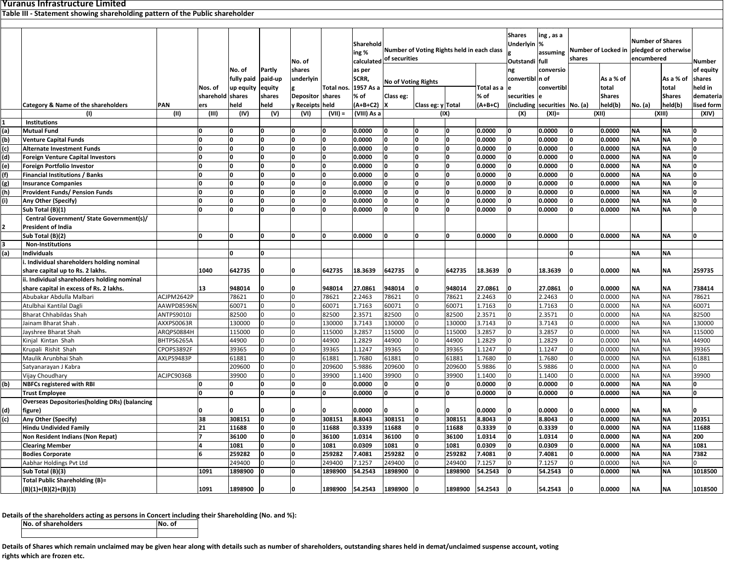# Yuranus Infrastructure Limited

## Table III - Statement showing shareholding pattern of the Public shareholder

| | Category & Name of the shareholders | PAN | Nos. of shareholders | No. of fully paid up equity shares held | Partly paid-up equity shares held | No. of shares underlying Depository Receipts | Total nos. shares held | Shareholding % calculated as per SCRR, 1957 As a % of (A+B+C2) | Number of Voting Rights held in each class of securities | | | | Shares Underlying Outstanding convertible securities (including | Shareholding , as a % assuming full conversion of convertible securities | Number of Locked in shares | | Number of Shares pledged or otherwise encumbered | | Number of equity shares held in dematerialised form |
|---|---|---|---|---|---|---|---|---|---|---|---|---|---|---|---|---|---|---|---|
| | | | | | | | | | No of Voting Rights | | | Total as a % of (A+B+C) | | | No. (a) | As a % of total Shares held(b) | No. (a) | As a % of total Shares held(b) | |
| | | | | | | | | | Class eg: X | Class eg: y | Total | | | | | | | | |
| | (I) | (II) | (III) | (IV) | (V) | (VI) | (VII) = | (VIII) As a | (IX) | | | | (X) | (XI)= | (XII) | | (XIII) | | (XIV) |
| 1 | Institutions | | | | | | | | | | | | | | | | | | |
| (a) | Mutual Fund | | 0 | 0 | 0 | 0 | 0 | 0.0000 | 0 | 0 | 0 | 0.0000 | 0 | 0.0000 | 0 | 0.0000 | NA | NA | 0 |
| (b) | Venture Capital Funds | | 0 | 0 | 0 | 0 | 0 | 0.0000 | 0 | 0 | 0 | 0.0000 | 0 | 0.0000 | 0 | 0.0000 | NA | NA | 0 |
| (c) | Alternate Investment Funds | | 0 | 0 | 0 | 0 | 0 | 0.0000 | 0 | 0 | 0 | 0.0000 | 0 | 0.0000 | 0 | 0.0000 | NA | NA | 0 |
| (d) | Foreign Venture Capital Investors | | 0 | 0 | 0 | 0 | 0 | 0.0000 | 0 | 0 | 0 | 0.0000 | 0 | 0.0000 | 0 | 0.0000 | NA | NA | 0 |
| (e) | Foreign Portfolio Investor | | 0 | 0 | 0 | 0 | 0 | 0.0000 | 0 | 0 | 0 | 0.0000 | 0 | 0.0000 | 0 | 0.0000 | NA | NA | 0 |
| (f) | Financial Institutions / Banks | | 0 | 0 | 0 | 0 | 0 | 0.0000 | 0 | 0 | 0 | 0.0000 | 0 | 0.0000 | 0 | 0.0000 | NA | NA | 0 |
| (g) | Insurance Companies | | 0 | 0 | 0 | 0 | 0 | 0.0000 | 0 | 0 | 0 | 0.0000 | 0 | 0.0000 | 0 | 0.0000 | NA | NA | 0 |
| (h) | Provident Funds/ Pension Funds | | 0 | 0 | 0 | 0 | 0 | 0.0000 | 0 | 0 | 0 | 0.0000 | 0 | 0.0000 | 0 | 0.0000 | NA | NA | 0 |
| (i) | Any Other (Specify) | | 0 | 0 | 0 | 0 | 0 | 0.0000 | 0 | 0 | 0 | 0.0000 | 0 | 0.0000 | 0 | 0.0000 | NA | NA | 0 |
| | Sub Total (B)(1) | | 0 | 0 | 0 | 0 | 0 | 0.0000 | 0 | 0 | 0 | 0.0000 | 0 | 0.0000 | 0 | 0.0000 | NA | NA | 0 |
| 2 | Central Government/ State Government(s)/ President of India | | | | | | | | | | | | | | | | | | |
| | Sub Total (B)(2) | | 0 | 0 | 0 | 0 | 0 | 0.0000 | 0 | 0 | 0 | 0.0000 | 0 | 0.0000 | 0 | 0.0000 | NA | NA | 0 |
| 3 | Non-Institutions | | | | | | | | | | | | | | | | | | |
| (a) | Individuals | | | 0 | 0 | | | | | | | | | | 0 | | NA | NA | |
| | i. Individual shareholders holding nominal share capital up to Rs. 2 lakhs. | | 1040 | 642735 | 0 | 0 | 642735 | 18.3639 | 642735 | 0 | 642735 | 18.3639 | 0 | 18.3639 | 0 | 0.0000 | NA | NA | 259735 |
| | ii. Individual shareholders holding nominal share capital in excess of Rs. 2 lakhs. | | 13 | 948014 | 0 | 0 | 948014 | 27.0861 | 948014 | 0 | 948014 | 27.0861 | 0 | 27.0861 | 0 | 0.0000 | NA | NA | 738414 |
| | Abubakar Abdulla Malbari | ACJPM2642P | | 78621 | 0 | 0 | 78621 | 2.2463 | 78621 | 0 | 78621 | 2.2463 | 0 | 2.2463 | 0 | 0.0000 | NA | NA | 78621 |
| | Atulbhai Kantilal Dagli | AAWPD8596N | | 60071 | 0 | 0 | 60071 | 1.7163 | 60071 | 0 | 60071 | 1.7163 | 0 | 1.7163 | 0 | 0.0000 | NA | NA | 60071 |
| | Bharat Chhabildas Shah | ANTPS9010J | | 82500 | 0 | 0 | 82500 | 2.3571 | 82500 | 0 | 82500 | 2.3571 | 0 | 2.3571 | 0 | 0.0000 | NA | NA | 82500 |
| | Jainam Bharat Shah . | AXXPS0063R | | 130000 | 0 | 0 | 130000 | 3.7143 | 130000 | 0 | 130000 | 3.7143 | 0 | 3.7143 | 0 | 0.0000 | NA | NA | 130000 |
| | Jayshree Bharat Shah | ARQPS0884H | | 115000 | 0 | 0 | 115000 | 3.2857 | 115000 | 0 | 115000 | 3.2857 | 0 | 3.2857 | 0 | 0.0000 | NA | NA | 115000 |
| | Kinjal Kintan Shah | BHTPS6265A | | 44900 | 0 | 0 | 44900 | 1.2829 | 44900 | 0 | 44900 | 1.2829 | 0 | 1.2829 | 0 | 0.0000 | NA | NA | 44900 |
| | Krupali Rishit Shah | CPOPS3892F | | 39365 | 0 | 0 | 39365 | 1.1247 | 39365 | 0 | 39365 | 1.1247 | 0 | 1.1247 | 0 | 0.0000 | NA | NA | 39365 |
| | Maulik Arunbhai Shah | AXLPS9483P | | 61881 | 0 | 0 | 61881 | 1.7680 | 61881 | 0 | 61881 | 1.7680 | 0 | 1.7680 | 0 | 0.0000 | NA | NA | 61881 |
| | Satyanarayan J Kabra | | | 209600 | 0 | 0 | 209600 | 5.9886 | 209600 | 0 | 209600 | 5.9886 | 0 | 5.9886 | 0 | 0.0000 | NA | NA | 0 |
| | Vijay Choudhary | ACJPC9036B | | 39900 | 0 | 0 | 39900 | 1.1400 | 39900 | 0 | 39900 | 1.1400 | 0 | 1.1400 | 0 | 0.0000 | NA | NA | 39900 |
| (b) | NBFCs registered with RBI | | 0 | 0 | 0 | 0 | 0 | 0.0000 | 0 | 0 | 0 | 0.0000 | 0 | 0.0000 | 0 | 0.0000 | NA | NA | 0 |
| | Trust Employee | | 0 | 0 | 0 | 0 | 0 | 0.0000 | 0 | 0 | 0 | 0.0000 | 0 | 0.0000 | 0 | 0.0000 | NA | NA | 0 |
| (d) | Overseas Depositories(holding DRs) (balancing figure) | | 0 | 0 | 0 | 0 | 0 | 0.0000 | 0 | 0 | 0 | 0.0000 | 0 | 0.0000 | 0 | 0.0000 | NA | NA | 0 |
| (c) | Any Other (Specify) | | 38 | 308151 | 0 | 0 | 308151 | 8.8043 | 308151 | 0 | 308151 | 8.8043 | 0 | 8.8043 | 0 | 0.0000 | NA | NA | 20351 |
| | Hindu Undivided Family | | 21 | 11688 | 0 | 0 | 11688 | 0.3339 | 11688 | 0 | 11688 | 0.3339 | 0 | 0.3339 | 0 | 0.0000 | NA | NA | 11688 |
| | Non Resident Indians (Non Repat) | | 7 | 36100 | 0 | 0 | 36100 | 1.0314 | 36100 | 0 | 36100 | 1.0314 | 0 | 1.0314 | 0 | 0.0000 | NA | NA | 200 |
| | Clearing Member | | 4 | 1081 | 0 | 0 | 1081 | 0.0309 | 1081 | 0 | 1081 | 0.0309 | 0 | 0.0309 | 0 | 0.0000 | NA | NA | 1081 |
| | Bodies Corporate | | 6 | 259282 | 0 | 0 | 259282 | 7.4081 | 259282 | 0 | 259282 | 7.4081 | 0 | 7.4081 | 0 | 0.0000 | NA | NA | 7382 |
| | Aabhar Holdings Pvt Ltd | | | 249400 | 0 | 0 | 249400 | 7.1257 | 249400 | 0 | 249400 | 7.1257 | 0 | 7.1257 | 0 | 0.0000 | NA | NA | 0 |
| | Sub Total (B)(3) | | 1091 | 1898900 | 0 | 0 | 1898900 | 54.2543 | 1898900 | 0 | 1898900 | 54.2543 | 0 | 54.2543 | 0 | 0.0000 | NA | NA | 1018500 |
| | Total Public Shareholding (B)= (B)(1)+(B)(2)+(B)(3) | | 1091 | 1898900 | 0 | 0 | 1898900 | 54.2543 | 1898900 | 0 | 1898900 | 54.2543 | 0 | 54.2543 | 0 | 0.0000 | NA | NA | 1018500 |

**Details of the shareholders acting as persons in Concert including their Shareholding (No. and %):**

| No. of shareholders | No. of |
|---|---|
| | |

**Details of Shares which remain unclaimed may be given hear along with details such as number of shareholders, outstanding shares held in demat/unclaimed suspense account, voting rights which are frozen etc.**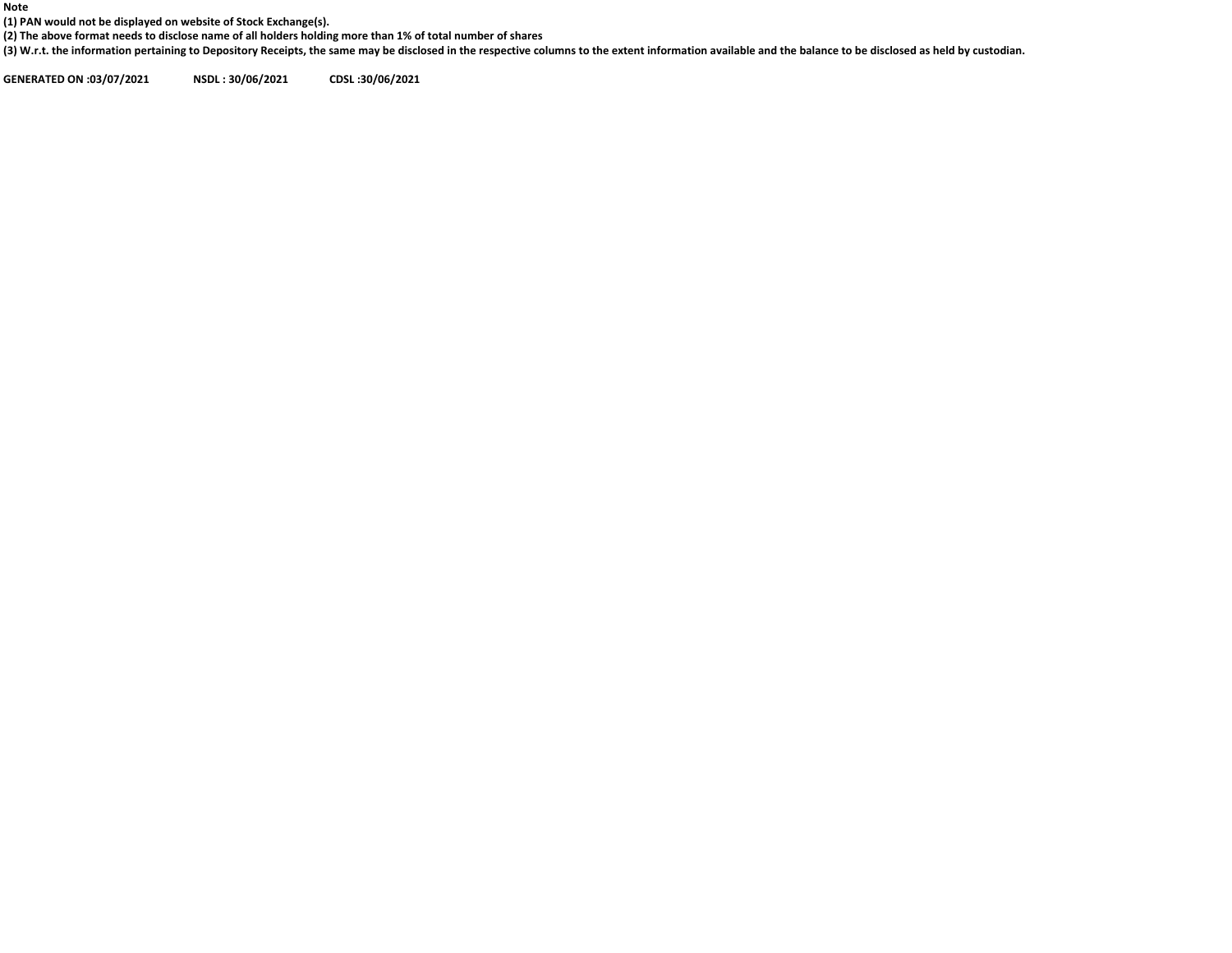**Note**

**(1) PAN would not be displayed on website of Stock Exchange(s).**

**(2) The above format needs to disclose name of all holders holding more than 1% of total number of shares**

**(3) W.r.t. the information pertaining to Depository Receipts, the same may be disclosed in the respective columns to the extent information available and the balance to be disclosed as held by custodian.**

**GENERATED ON :03/07/2021 NSDL : 30/06/2021 CDSL :30/06/2021**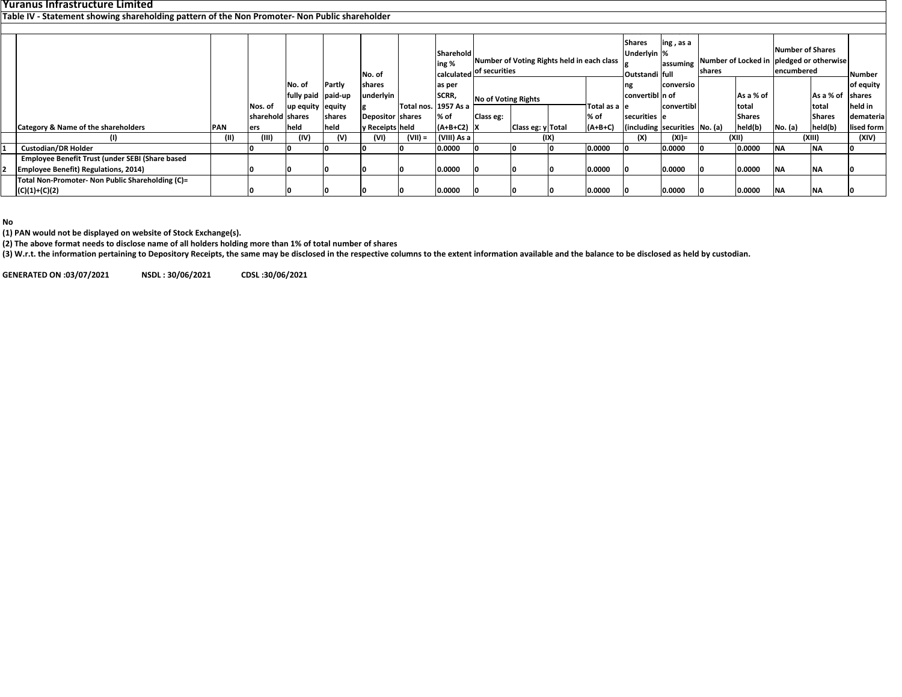# Yuranus Infrastructure Limited

## Table IV - Statement showing shareholding pattern of the Non Promoter- Non Public shareholder

| | Category & Name of the shareholders | PAN | Nos. of shareholders | No. of fully paid up equity shares held | Partly paid-up equity shares held | No. of shares underlying Depository Receipts | Total nos. shares held | Shareholding % calculated as per SCRR, 1957 As a % of (A+B+C2) | Number of Voting Rights held in each class of securities | | | | Shares Underlying Outstanding convertible securities (including | Shareholding , as a % assuming full conversion of convertible securities | Number of Locked in shares | | Number of Shares pledged or otherwise encumbered | | Number of equity shares held in dematerialised form |
|---|---|---|---|---|---|---|---|---|---|---|---|---|---|---|---|---|---|---|---|
| | | | | | | | | | No of Voting Rights | | | Total as a % of (A+B+C) | | | No. (a) | As a % of total Shares held(b) | No. (a) | As a % of total Shares held(b) | |
| | | | | | | | | | Class eg: X | Class eg: y | Total | | | | | | | | |
| | (I) | (II) | (III) | (IV) | (V) | (VI) | (VII) = | (VIII) As a | (IX) | | | | (X) | (XI)= | (XII) | | (XIII) | | (XIV) |
| 1 | Custodian/DR Holder | | 0 | 0 | 0 | 0 | 0 | 0.0000 | 0 | 0 | 0 | 0.0000 | 0 | 0.0000 | 0 | 0.0000 | NA | NA | 0 |
| 2 | Employee Benefit Trust (under SEBI (Share based Employee Benefit) Regulations, 2014) | | 0 | 0 | 0 | 0 | 0 | 0.0000 | 0 | 0 | 0 | 0.0000 | 0 | 0.0000 | 0 | 0.0000 | NA | NA | 0 |
| | Total Non-Promoter- Non Public Shareholding (C)= (C)(1)+(C)(2) | | 0 | 0 | 0 | 0 | 0 | 0.0000 | 0 | 0 | 0 | 0.0000 | 0 | 0.0000 | 0 | 0.0000 | NA | NA | 0 |

**No**

**(1) PAN would not be displayed on website of Stock Exchange(s).**

**(2) The above format needs to disclose name of all holders holding more than 1% of total number of shares**

**(3) W.r.t. the information pertaining to Depository Receipts, the same may be disclosed in the respective columns to the extent information available and the balance to be disclosed as held by custodian.**

**GENERATED ON :03/07/2021 NSDL : 30/06/2021 CDSL :30/06/2021**